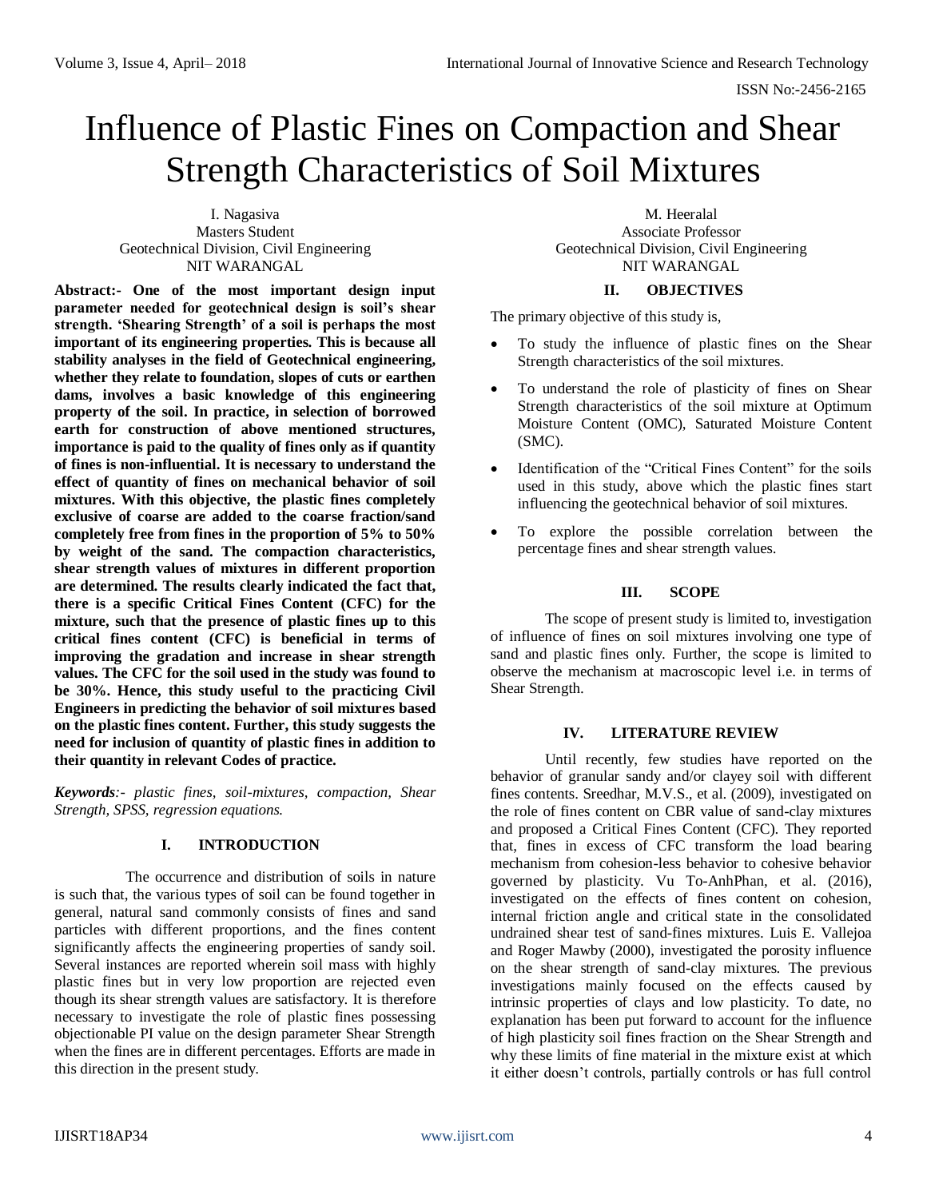# Influence of Plastic Fines on Compaction and Shear Strength Characteristics of Soil Mixtures

I. Nagasiva
Masters Student
Geotechnical Division, Civil Engineering
NIT WARANGAL

M. Heeralal
Associate Professor
Geotechnical Division, Civil Engineering
NIT WARANGAL

**Abstract:- One of the most important design input parameter needed for geotechnical design is soil's shear strength. 'Shearing Strength' of a soil is perhaps the most important of its engineering properties. This is because all stability analyses in the field of Geotechnical engineering, whether they relate to foundation, slopes of cuts or earthen dams, involves a basic knowledge of this engineering property of the soil. In practice, in selection of borrowed earth for construction of above mentioned structures, importance is paid to the quality of fines only as if quantity of fines is non-influential. It is necessary to understand the effect of quantity of fines on mechanical behavior of soil mixtures. With this objective, the plastic fines completely exclusive of coarse are added to the coarse fraction/sand completely free from fines in the proportion of 5% to 50% by weight of the sand. The compaction characteristics, shear strength values of mixtures in different proportion are determined. The results clearly indicated the fact that, there is a specific Critical Fines Content (CFC) for the mixture, such that the presence of plastic fines up to this critical fines content (CFC) is beneficial in terms of improving the gradation and increase in shear strength values. The CFC for the soil used in the study was found to be 30%. Hence, this study useful to the practicing Civil Engineers in predicting the behavior of soil mixtures based on the plastic fines content. Further, this study suggests the need for inclusion of quantity of plastic fines in addition to their quantity in relevant Codes of practice.**

***Keywords**:- plastic fines, soil-mixtures, compaction, Shear Strength, SPSS, regression equations.*

## I. INTRODUCTION

The occurrence and distribution of soils in nature is such that, the various types of soil can be found together in general, natural sand commonly consists of fines and sand particles with different proportions, and the fines content significantly affects the engineering properties of sandy soil. Several instances are reported wherein soil mass with highly plastic fines but in very low proportion are rejected even though its shear strength values are satisfactory. It is therefore necessary to investigate the role of plastic fines possessing objectionable PI value on the design parameter Shear Strength when the fines are in different percentages. Efforts are made in this direction in the present study.

## II. OBJECTIVES

The primary objective of this study is,

- To study the influence of plastic fines on the Shear Strength characteristics of the soil mixtures.
- To understand the role of plasticity of fines on Shear Strength characteristics of the soil mixture at Optimum Moisture Content (OMC), Saturated Moisture Content (SMC).
- Identification of the "Critical Fines Content" for the soils used in this study, above which the plastic fines start influencing the geotechnical behavior of soil mixtures.
- To explore the possible correlation between the percentage fines and shear strength values.

## III. SCOPE

The scope of present study is limited to, investigation of influence of fines on soil mixtures involving one type of sand and plastic fines only. Further, the scope is limited to observe the mechanism at macroscopic level i.e. in terms of Shear Strength.

## IV. LITERATURE REVIEW

Until recently, few studies have reported on the behavior of granular sandy and/or clayey soil with different fines contents. Sreedhar, M.V.S., et al. (2009), investigated on the role of fines content on CBR value of sand-clay mixtures and proposed a Critical Fines Content (CFC). They reported that, fines in excess of CFC transform the load bearing mechanism from cohesion-less behavior to cohesive behavior governed by plasticity. Vu To-AnhPhan, et al. (2016), investigated on the effects of fines content on cohesion, internal friction angle and critical state in the consolidated undrained shear test of sand-fines mixtures. Luis E. Vallejoa and Roger Mawby (2000), investigated the porosity influence on the shear strength of sand-clay mixtures. The previous investigations mainly focused on the effects caused by intrinsic properties of clays and low plasticity. To date, no explanation has been put forward to account for the influence of high plasticity soil fines fraction on the Shear Strength and why these limits of fine material in the mixture exist at which it either doesn't controls, partially controls or has full control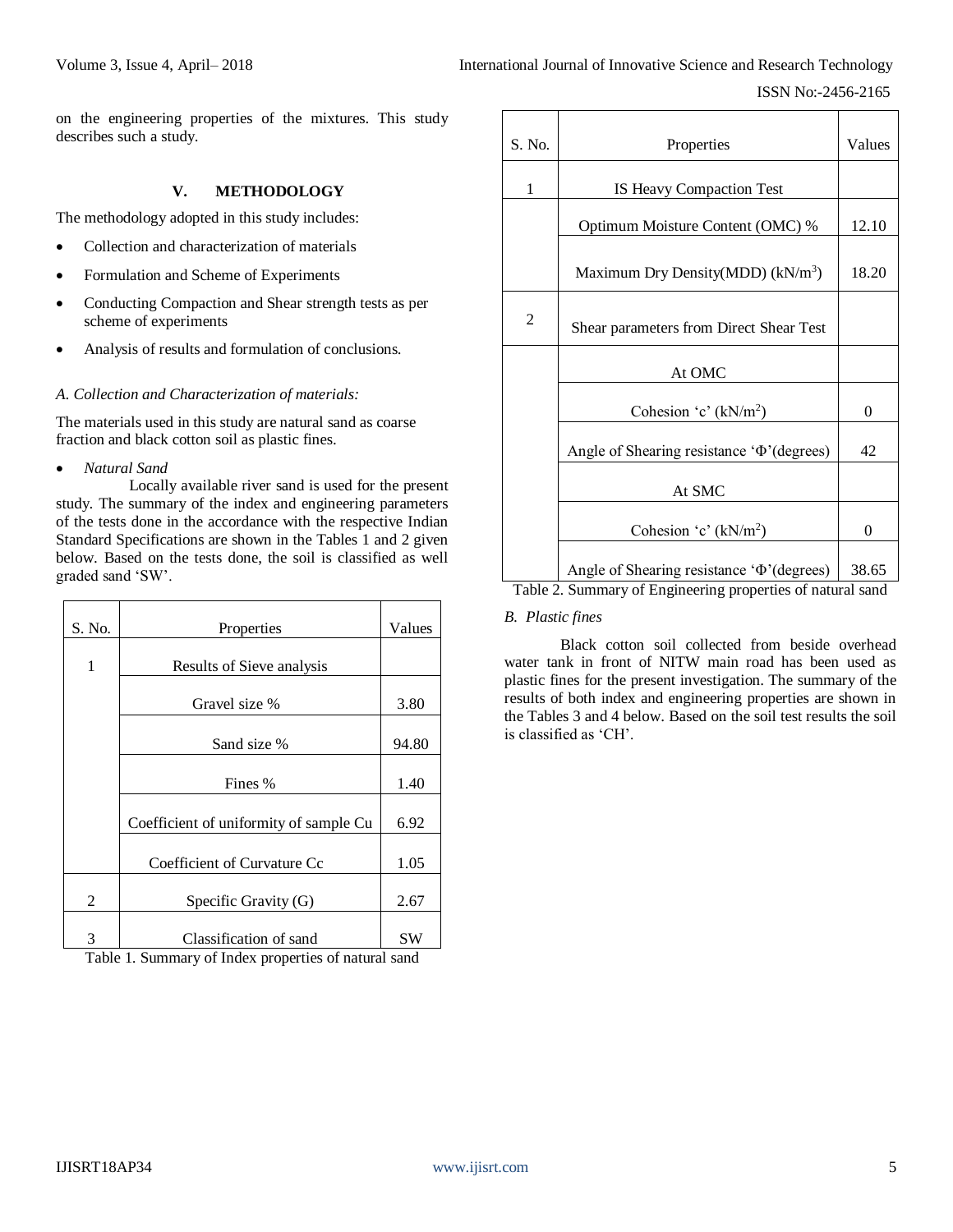on the engineering properties of the mixtures. This study describes such a study.

## V. METHODOLOGY

The methodology adopted in this study includes:

- Collection and characterization of materials
- Formulation and Scheme of Experiments
- Conducting Compaction and Shear strength tests as per scheme of experiments
- Analysis of results and formulation of conclusions.

### *A. Collection and Characterization of materials:*

The materials used in this study are natural sand as coarse fraction and black cotton soil as plastic fines.

- *Natural Sand*

Locally available river sand is used for the present study. The summary of the index and engineering parameters of the tests done in the accordance with the respective Indian Standard Specifications are shown in the Tables 1 and 2 given below. Based on the tests done, the soil is classified as well graded sand 'SW'.

| S. No. | Properties | Values |
|---|---|---|
| 1 | Results of Sieve analysis | |
| | Gravel size % | 3.80 |
| | Sand size % | 94.80 |
| | Fines % | 1.40 |
| | Coefficient of uniformity of sample Cu | 6.92 |
| | Coefficient of Curvature Cc | 1.05 |
| 2 | Specific Gravity (G) | 2.67 |
| 3 | Classification of sand | SW |

Table 1. Summary of Index properties of natural sand

| S. No. | Properties | Values |
|---|---|---|
| 1 | IS Heavy Compaction Test | |
| | Optimum Moisture Content (OMC) % | 12.10 |
| | Maximum Dry Density(MDD) ($kN/m^3$) | 18.20 |
| 2 | Shear parameters from Direct Shear Test | |
| | At OMC | |
| | Cohesion 'c' ($kN/m^2$) | 0 |
| | Angle of Shearing resistance 'Φ'(degrees) | 42 |
| | At SMC | |
| | Cohesion 'c' ($kN/m^2$) | 0 |
| | Angle of Shearing resistance 'Φ'(degrees) | 38.65 |

Table 2. Summary of Engineering properties of natural sand

### *B. Plastic fines*

Black cotton soil collected from beside overhead water tank in front of NITW main road has been used as plastic fines for the present investigation. The summary of the results of both index and engineering properties are shown in the Tables 3 and 4 below. Based on the soil test results the soil is classified as 'CH'.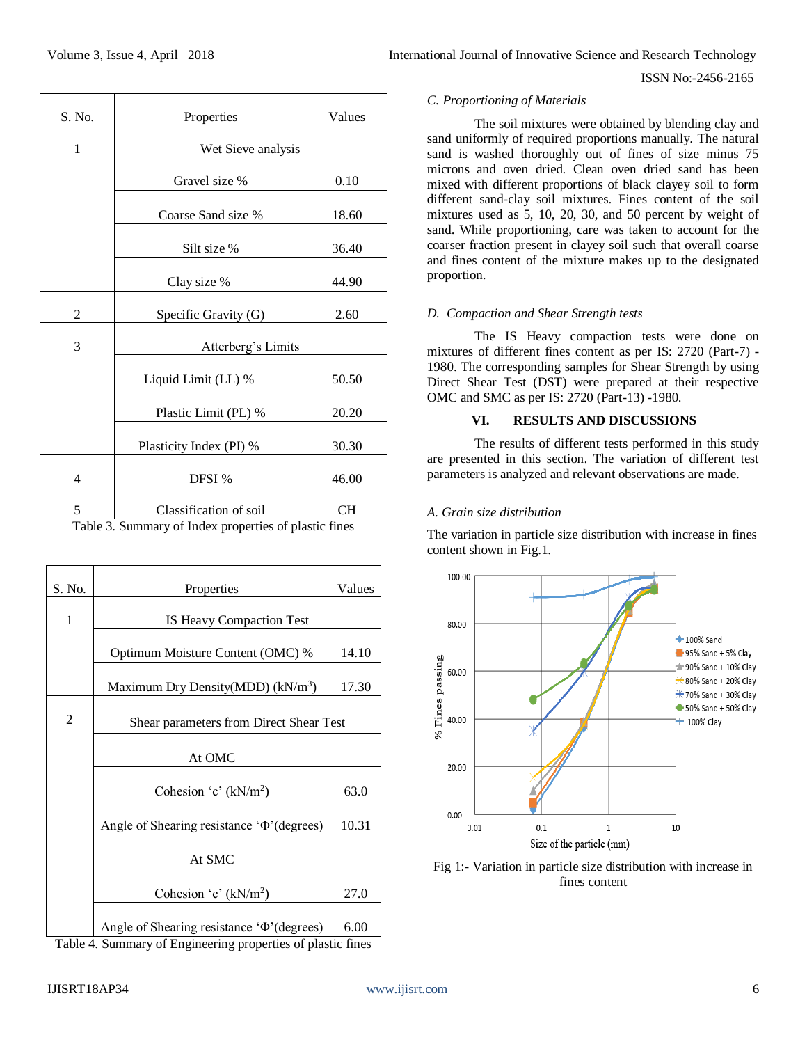| S. No. | Properties | Values |
|---|---|---|
| 1 | Wet Sieve analysis | |
| | Gravel size % | 0.10 |
| | Coarse Sand size % | 18.60 |
| | Silt size % | 36.40 |
| | Clay size % | 44.90 |
| 2 | Specific Gravity (G) | 2.60 |
| 3 | Atterberg's Limits | |
| | Liquid Limit (LL) % | 50.50 |
| | Plastic Limit (PL) % | 20.20 |
| | Plasticity Index (PI) % | 30.30 |
| 4 | DFSI % | 46.00 |
| 5 | Classification of soil | CH |

Table 3. Summary of Index properties of plastic fines

| S. No. | Properties | Values |
|---|---|---|
| 1 | IS Heavy Compaction Test | |
| | Optimum Moisture Content (OMC) % | 14.10 |
| | Maximum Dry Density(MDD) ($kN/m^3$) | 17.30 |
| 2 | Shear parameters from Direct Shear Test | |
| | At OMC | |
| | Cohesion 'c' ($kN/m^2$) | 63.0 |
| | Angle of Shearing resistance 'Φ'(degrees) | 10.31 |
| | At SMC | |
| | Cohesion 'c' ($kN/m^2$) | 27.0 |
| | Angle of Shearing resistance 'Φ'(degrees) | 6.00 |

Table 4. Summary of Engineering properties of plastic fines

### *C. Proportioning of Materials*

The soil mixtures were obtained by blending clay and sand uniformly of required proportions manually. The natural sand is washed thoroughly out of fines of size minus 75 microns and oven dried. Clean oven dried sand has been mixed with different proportions of black clayey soil to form different sand-clay soil mixtures. Fines content of the soil mixtures used as 5, 10, 20, 30, and 50 percent by weight of sand. While proportioning, care was taken to account for the coarser fraction present in clayey soil such that overall coarse and fines content of the mixture makes up to the designated proportion.

### *D. Compaction and Shear Strength tests*

The IS Heavy compaction tests were done on mixtures of different fines content as per IS: 2720 (Part-7) -1980. The corresponding samples for Shear Strength by using Direct Shear Test (DST) were prepared at their respective OMC and SMC as per IS: 2720 (Part-13) -1980.

## VI. RESULTS AND DISCUSSIONS

The results of different tests performed in this study are presented in this section. The variation of different test parameters is analyzed and relevant observations are made.

### *A. Grain size distribution*

The variation in particle size distribution with increase in fines content shown in Fig.1.

Fig 1:- Variation in particle size distribution with increase in fines content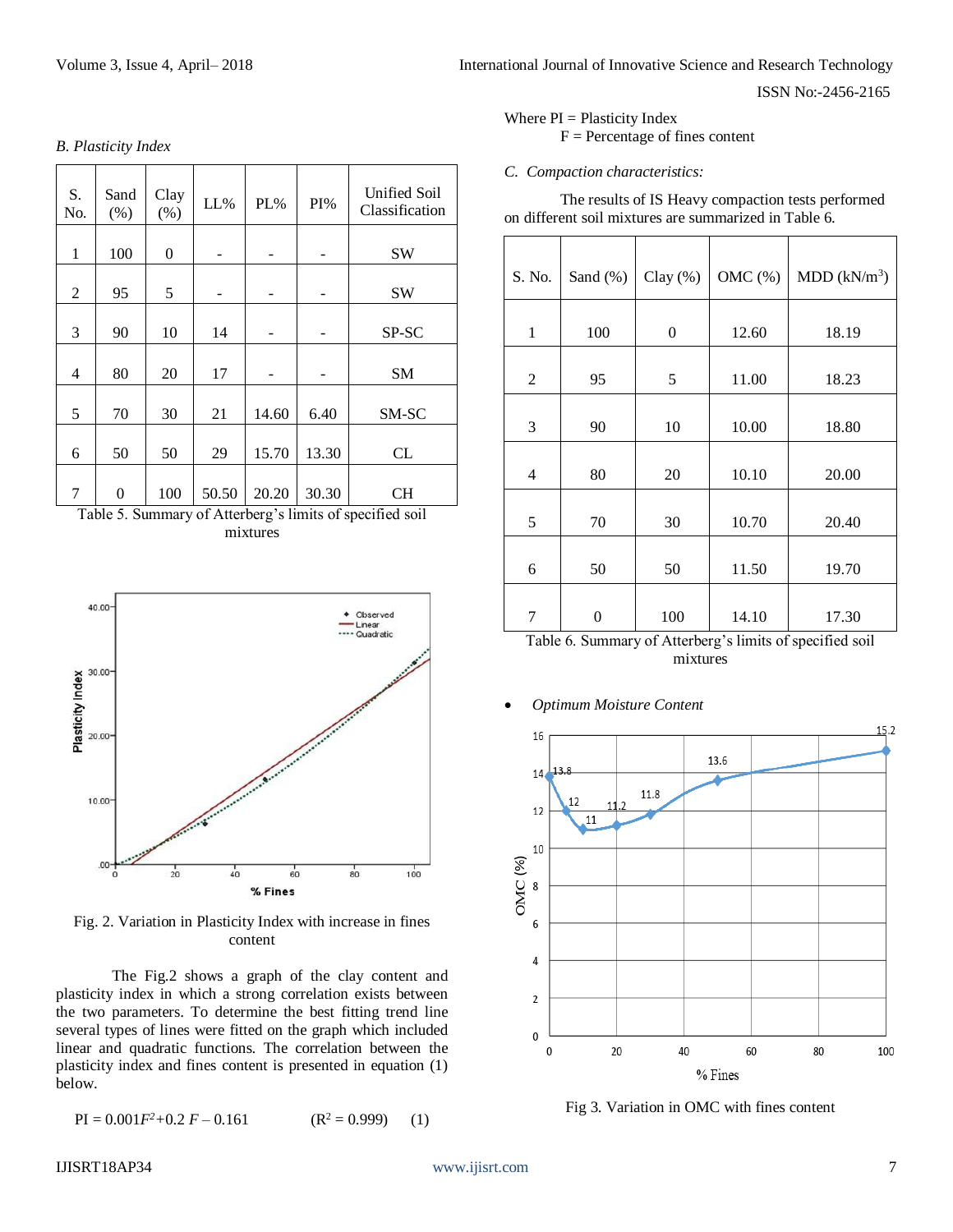### B. Plasticity Index

| S. No. | Sand (%) | Clay (%) | LL% | PL% | PI% | Unified Soil Classification |
|---|---|---|---|---|---|---|
| 1 | 100 | 0 | - | - | - | SW |
| 2 | 95 | 5 | - | - | - | SW |
| 3 | 90 | 10 | 14 | - | - | SP-SC |
| 4 | 80 | 20 | 17 | - | - | SM |
| 5 | 70 | 30 | 21 | 14.60 | 6.40 | SM-SC |
| 6 | 50 | 50 | 29 | 15.70 | 13.30 | CL |
| 7 | 0 | 100 | 50.50 | 20.20 | 30.30 | CH |

Table 5. Summary of Atterberg's limits of specified soil mixtures

Fig. 2. Variation in Plasticity Index with increase in fines content

The Fig.2 shows a graph of the clay content and plasticity index in which a strong correlation exists between the two parameters. To determine the best fitting trend line several types of lines were fitted on the graph which included linear and quadratic functions. The correlation between the plasticity index and fines content is presented in equation (1) below.

$$PI = 0.001F^2 + 0.2\,F - 0.161 \qquad (R^2 = 0.999) \qquad (1)$$

Where PI = Plasticity Index
F = Percentage of fines content

### C. Compaction characteristics:

The results of IS Heavy compaction tests performed on different soil mixtures are summarized in Table 6.

| S. No. | Sand (%) | Clay (%) | OMC (%) | MDD (kN/m$^3$) |
|---|---|---|---|---|
| 1 | 100 | 0 | 12.60 | 18.19 |
| 2 | 95 | 5 | 11.00 | 18.23 |
| 3 | 90 | 10 | 10.00 | 18.80 |
| 4 | 80 | 20 | 10.10 | 20.00 |
| 5 | 70 | 30 | 10.70 | 20.40 |
| 6 | 50 | 50 | 11.50 | 19.70 |
| 7 | 0 | 100 | 14.10 | 17.30 |

Table 6. Summary of Atterberg's limits of specified soil mixtures

- *Optimum Moisture Content*

Fig 3. Variation in OMC with fines content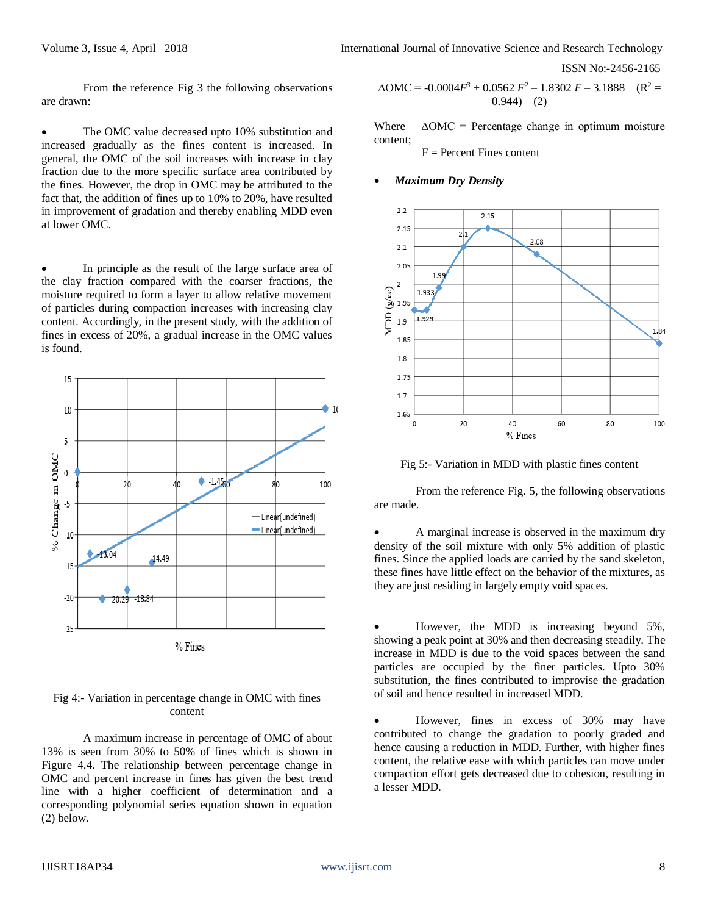From the reference Fig 3 the following observations are drawn:

- The OMC value decreased upto 10% substitution and increased gradually as the fines content is increased. In general, the OMC of the soil increases with increase in clay fraction due to the more specific surface area contributed by the fines. However, the drop in OMC may be attributed to the fact that, the addition of fines up to 10% to 20%, have resulted in improvement of gradation and thereby enabling MDD even at lower OMC.

- In principle as the result of the large surface area of the clay fraction compared with the coarser fractions, the moisture required to form a layer to allow relative movement of particles during compaction increases with increasing clay content. Accordingly, in the present study, with the addition of fines in excess of 20%, a gradual increase in the OMC values is found.

Fig 4:- Variation in percentage change in OMC with fines content

A maximum increase in percentage of OMC of about 13% is seen from 30% to 50% of fines which is shown in Figure 4.4. The relationship between percentage change in OMC and percent increase in fines has given the best trend line with a higher coefficient of determination and a corresponding polynomial series equation shown in equation (2) below.

$$\Delta OMC = -0.0004F^3 + 0.0562\,F^2 - 1.8302\,F - 3.1888 \quad (R^2 = 0.944) \quad (2)$$

Where $\Delta OMC$ = Percentage change in optimum moisture content;
$F$ = Percent Fines content

- ***Maximum Dry Density***

Fig 5:- Variation in MDD with plastic fines content

From the reference Fig. 5, the following observations are made.

- A marginal increase is observed in the maximum dry density of the soil mixture with only 5% addition of plastic fines. Since the applied loads are carried by the sand skeleton, these fines have little effect on the behavior of the mixtures, as they are just residing in largely empty void spaces.

- However, the MDD is increasing beyond 5%, showing a peak point at 30% and then decreasing steadily. The increase in MDD is due to the void spaces between the sand particles are occupied by the finer particles. Upto 30% substitution, the fines contributed to improvise the gradation of soil and hence resulted in increased MDD.

- However, fines in excess of 30% may have contributed to change the gradation to poorly graded and hence causing a reduction in MDD. Further, with higher fines content, the relative ease with which particles can move under compaction effort gets decreased due to cohesion, resulting in a lesser MDD.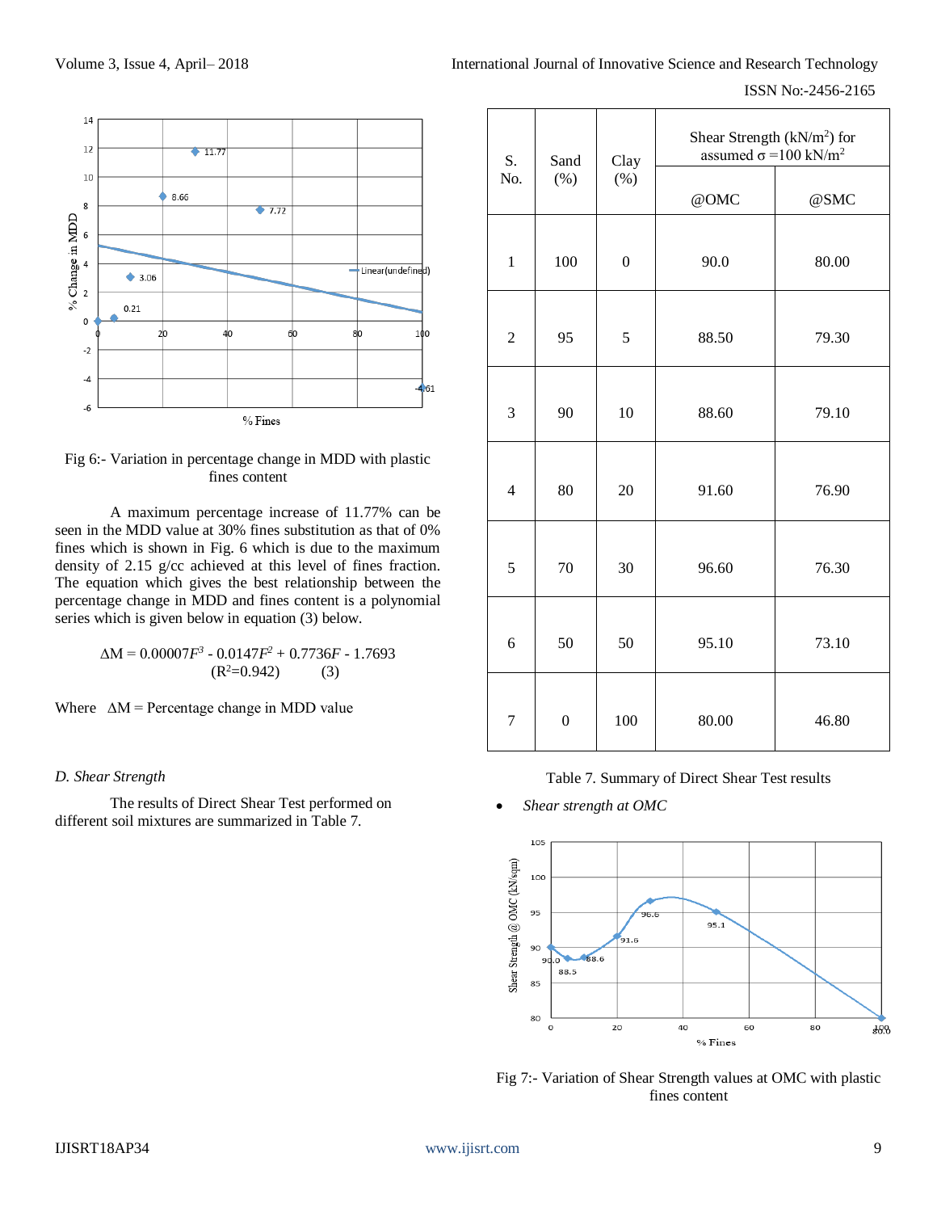Fig 6:- Variation in percentage change in MDD with plastic fines content

A maximum percentage increase of 11.77% can be seen in the MDD value at 30% fines substitution as that of 0% fines which is shown in Fig. 6 which is due to the maximum density of 2.15 g/cc achieved at this level of fines fraction. The equation which gives the best relationship between the percentage change in MDD and fines content is a polynomial series which is given below in equation (3) below.

$$\Delta M = 0.00007F^3 - 0.0147F^2 + 0.7736F - 1.7693 \quad (R^2=0.942) \qquad (3)$$

Where $\Delta M$ = Percentage change in MDD value

### *D. Shear Strength*

The results of Direct Shear Test performed on different soil mixtures are summarized in Table 7.

| S. No. | Sand (%) | Clay (%) | Shear Strength (kN/m$^2$) for assumed $\sigma$ =100 kN/m$^2$ | |
|---|---|---|---|---|
| | | | @OMC | @SMC |
| 1 | 100 | 0 | 90.0 | 80.00 |
| 2 | 95 | 5 | 88.50 | 79.30 |
| 3 | 90 | 10 | 88.60 | 79.10 |
| 4 | 80 | 20 | 91.60 | 76.90 |
| 5 | 70 | 30 | 96.60 | 76.30 |
| 6 | 50 | 50 | 95.10 | 73.10 |
| 7 | 0 | 100 | 80.00 | 46.80 |

Table 7. Summary of Direct Shear Test results

- *Shear strength at OMC*

Fig 7:- Variation of Shear Strength values at OMC with plastic fines content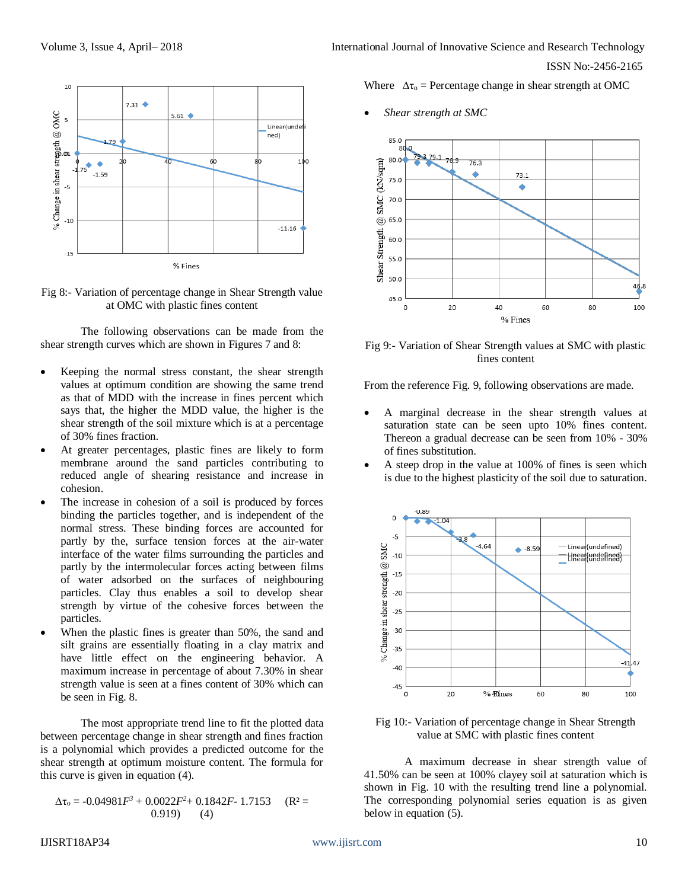Fig 8:- Variation of percentage change in Shear Strength value at OMC with plastic fines content

The following observations can be made from the shear strength curves which are shown in Figures 7 and 8:

- Keeping the normal stress constant, the shear strength values at optimum condition are showing the same trend as that of MDD with the increase in fines percent which says that, the higher the MDD value, the higher is the shear strength of the soil mixture which is at a percentage of 30% fines fraction.
- At greater percentages, plastic fines are likely to form membrane around the sand particles contributing to reduced angle of shearing resistance and increase in cohesion.
- The increase in cohesion of a soil is produced by forces binding the particles together, and is independent of the normal stress. These binding forces are accounted for partly by the, surface tension forces at the air-water interface of the water films surrounding the particles and partly by the intermolecular forces acting between films of water adsorbed on the surfaces of neighbouring particles. Clay thus enables a soil to develop shear strength by virtue of the cohesive forces between the particles.
- When the plastic fines is greater than 50%, the sand and silt grains are essentially floating in a clay matrix and have little effect on the engineering behavior. A maximum increase in percentage of about 7.30% in shear strength value is seen at a fines content of 30% which can be seen in Fig. 8.

The most appropriate trend line to fit the plotted data between percentage change in shear strength and fines fraction is a polynomial which provides a predicted outcome for the shear strength at optimum moisture content. The formula for this curve is given in equation (4).

$$\Delta\tau_o = -0.04981F^3 + 0.0022F^2 + 0.1842F - 1.7153 \quad (R^2 = 0.919) \qquad (4)$$

Where $\Delta\tau_o$ = Percentage change in shear strength at OMC

- *Shear strength at SMC*

Fig 9:- Variation of Shear Strength values at SMC with plastic fines content

From the reference Fig. 9, following observations are made.

- A marginal decrease in the shear strength values at saturation state can be seen upto 10% fines content. Thereon a gradual decrease can be seen from 10% - 30% of fines substitution.
- A steep drop in the value at 100% of fines is seen which is due to the highest plasticity of the soil due to saturation.

Fig 10:- Variation of percentage change in Shear Strength value at SMC with plastic fines content

A maximum decrease in shear strength value of 41.50% can be seen at 100% clayey soil at saturation which is shown in Fig. 10 with the resulting trend line a polynomial. The corresponding polynomial series equation is as given below in equation (5).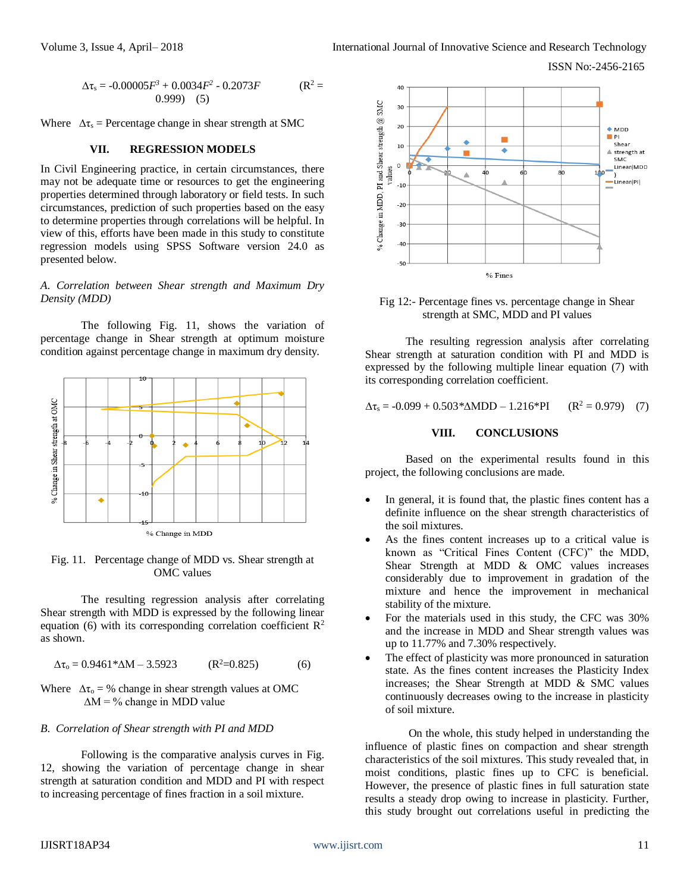$$\Delta\tau_s = -0.00005F^3 + 0.0034F^2 - 0.2073F \quad (R^2 = 0.999) \quad (5)$$

Where $\Delta\tau_s$ = Percentage change in shear strength at SMC

## VII. REGRESSION MODELS

In Civil Engineering practice, in certain circumstances, there may not be adequate time or resources to get the engineering properties determined through laboratory or field tests. In such circumstances, prediction of such properties based on the easy to determine properties through correlations will be helpful. In view of this, efforts have been made in this study to constitute regression models using SPSS Software version 24.0 as presented below.

### *A. Correlation between Shear strength and Maximum Dry Density (MDD)*

The following Fig. 11, shows the variation of percentage change in Shear strength at optimum moisture condition against percentage change in maximum dry density.

Fig. 11. Percentage change of MDD vs. Shear strength at OMC values

The resulting regression analysis after correlating Shear strength with MDD is expressed by the following linear equation (6) with its corresponding correlation coefficient $R^2$ as shown.

$$\Delta\tau_o = 0.9461*\Delta M - 3.5923 \quad (R^2=0.825) \quad (6)$$

Where $\Delta\tau_o$ = % change in shear strength values at OMC
$\Delta M$ = % change in MDD value

### *B. Correlation of Shear strength with PI and MDD*

Following is the comparative analysis curves in Fig. 12, showing the variation of percentage change in shear strength at saturation condition and MDD and PI with respect to increasing percentage of fines fraction in a soil mixture.

Fig 12:- Percentage fines vs. percentage change in Shear strength at SMC, MDD and PI values

The resulting regression analysis after correlating Shear strength at saturation condition with PI and MDD is expressed by the following multiple linear equation (7) with its corresponding correlation coefficient.

$$\Delta\tau_s = -0.099 + 0.503*\Delta MDD - 1.216*PI \quad (R^2 = 0.979) \quad (7)$$

## VIII. CONCLUSIONS

Based on the experimental results found in this project, the following conclusions are made.

- In general, it is found that, the plastic fines content has a definite influence on the shear strength characteristics of the soil mixtures.
- As the fines content increases up to a critical value is known as "Critical Fines Content (CFC)" the MDD, Shear Strength at MDD & OMC values increases considerably due to improvement in gradation of the mixture and hence the improvement in mechanical stability of the mixture.
- For the materials used in this study, the CFC was 30% and the increase in MDD and Shear strength values was up to 11.77% and 7.30% respectively.
- The effect of plasticity was more pronounced in saturation state. As the fines content increases the Plasticity Index increases; the Shear Strength at MDD & SMC values continuously decreases owing to the increase in plasticity of soil mixture.

On the whole, this study helped in understanding the influence of plastic fines on compaction and shear strength characteristics of the soil mixtures. This study revealed that, in moist conditions, plastic fines up to CFC is beneficial. However, the presence of plastic fines in full saturation state results a steady drop owing to increase in plasticity. Further, this study brought out correlations useful in predicting the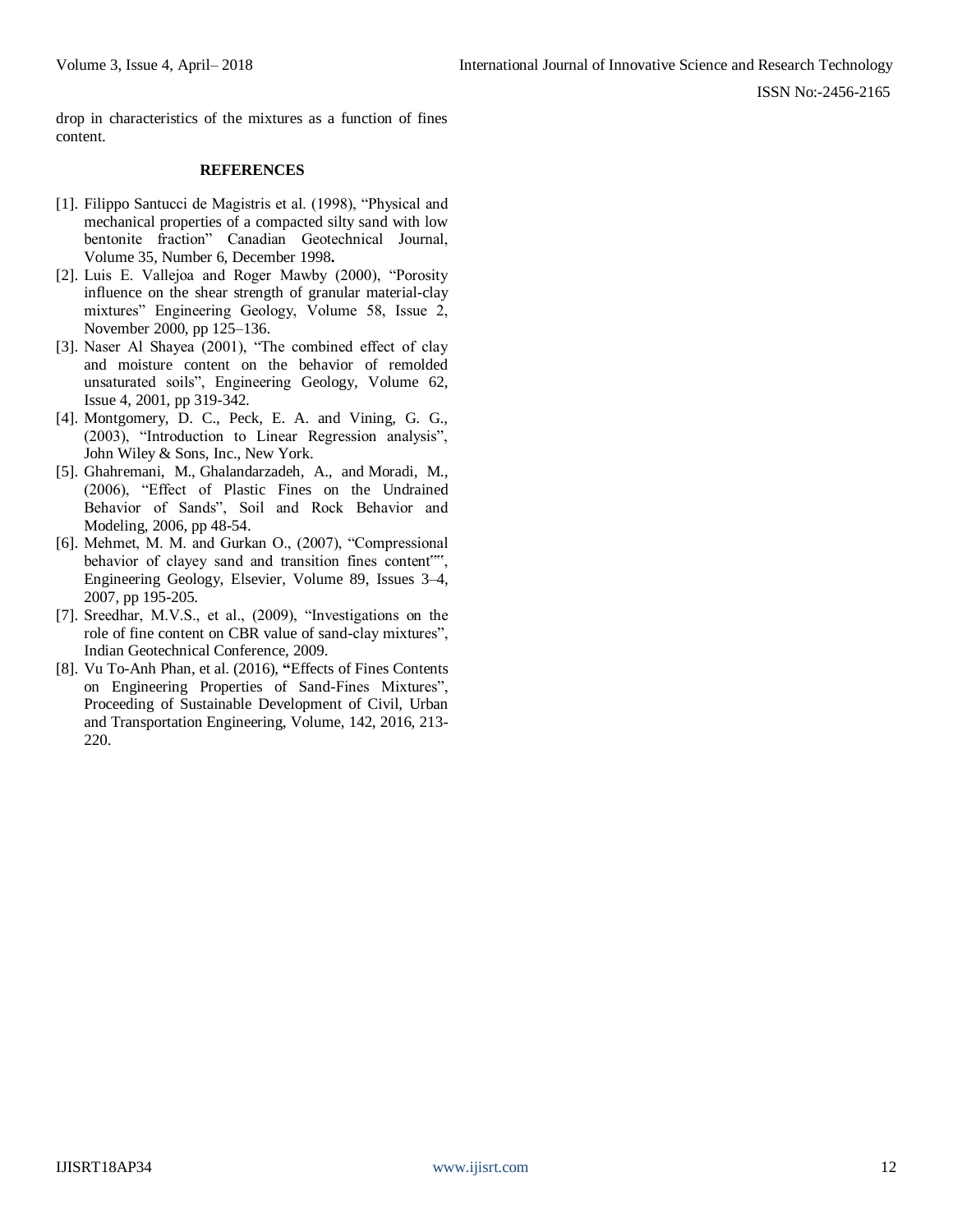drop in characteristics of the mixtures as a function of fines content.

## REFERENCES

[1]. Filippo Santucci de Magistris et al. (1998), "Physical and mechanical properties of a compacted silty sand with low bentonite fraction" Canadian Geotechnical Journal, Volume 35, Number 6, December 1998**.**

[2]. Luis E. Vallejoa and Roger Mawby (2000), "Porosity influence on the shear strength of granular material-clay mixtures" Engineering Geology, Volume 58, Issue 2, November 2000, pp 125–136.

[3]. Naser Al Shayea (2001), "The combined effect of clay and moisture content on the behavior of remolded unsaturated soils", Engineering Geology, Volume 62, Issue 4, 2001, pp 319-342.

[4]. Montgomery, D. C., Peck, E. A. and Vining, G. G., (2003), "Introduction to Linear Regression analysis", John Wiley & Sons, Inc., New York.

[5]. Ghahremani, M., Ghalandarzadeh, A., and Moradi, M., (2006), "Effect of Plastic Fines on the Undrained Behavior of Sands", Soil and Rock Behavior and Modeling, 2006, pp 48-54.

[6]. Mehmet, M. M. and Gurkan O., (2007), "Compressional behavior of clayey sand and transition fines content"", Engineering Geology, Elsevier, Volume 89, Issues 3–4, 2007, pp 195-205.

[7]. Sreedhar, M.V.S., et al., (2009), "Investigations on the role of fine content on CBR value of sand-clay mixtures", Indian Geotechnical Conference, 2009.

[8]. Vu To-Anh Phan, et al. (2016), **"**Effects of Fines Contents on Engineering Properties of Sand-Fines Mixtures", Proceeding of Sustainable Development of Civil, Urban and Transportation Engineering, Volume, 142, 2016, 213-220.